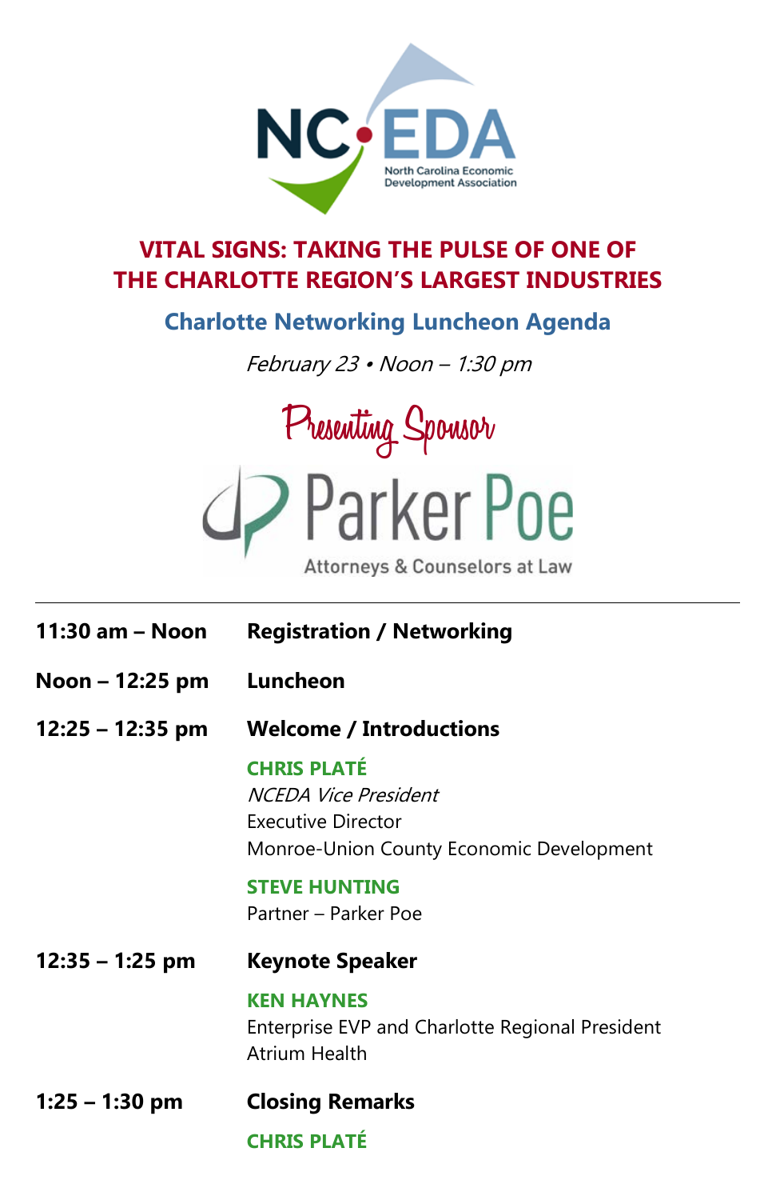NC EDA

North Carolina Economic Development Association

# VITAL SIGNS: TAKING THE PULSE OF ONE OF THE CHARLOTTE REGION'S LARGEST INDUSTRIES

## Charlotte Networking Luncheon Agenda

*February 23 • Noon – 1:30 pm*

Presenting Sponsor

Parker Poe

Attorneys & Counselors at Law

---

**11:30 am – Noon** **Registration / Networking**

**Noon – 12:25 pm** **Luncheon**

**12:25 – 12:35 pm** **Welcome / Introductions**

**CHRIS PLATÉ**
*NCEDA Vice President*
Executive Director
Monroe-Union County Economic Development

**STEVE HUNTING**
Partner – Parker Poe

**12:35 – 1:25 pm** **Keynote Speaker**

**KEN HAYNES**
Enterprise EVP and Charlotte Regional President
Atrium Health

**1:25 – 1:30 pm** **Closing Remarks**

**CHRIS PLATÉ**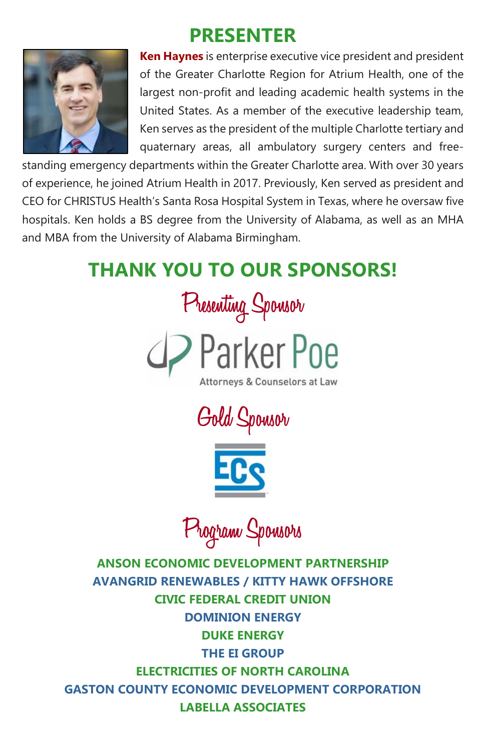## PRESENTER

**Ken Haynes** is enterprise executive vice president and president of the Greater Charlotte Region for Atrium Health, one of the largest non-profit and leading academic health systems in the United States. As a member of the executive leadership team, Ken serves as the president of the multiple Charlotte tertiary and quaternary areas, all ambulatory surgery centers and free-standing emergency departments within the Greater Charlotte area. With over 30 years of experience, he joined Atrium Health in 2017. Previously, Ken served as president and CEO for CHRISTUS Health's Santa Rosa Hospital System in Texas, where he oversaw five hospitals. Ken holds a BS degree from the University of Alabama, as well as an MHA and MBA from the University of Alabama Birmingham.

## THANK YOU TO OUR SPONSORS!

### Presenting Sponsor

Parker Poe
Attorneys & Counselors at Law

### Gold Sponsor

ECS

### Program Sponsors

ANSON ECONOMIC DEVELOPMENT PARTNERSHIP
AVANGRID RENEWABLES / KITTY HAWK OFFSHORE
CIVIC FEDERAL CREDIT UNION
DOMINION ENERGY
DUKE ENERGY
THE EI GROUP
ELECTRICITIES OF NORTH CAROLINA
GASTON COUNTY ECONOMIC DEVELOPMENT CORPORATION
LABELLA ASSOCIATES